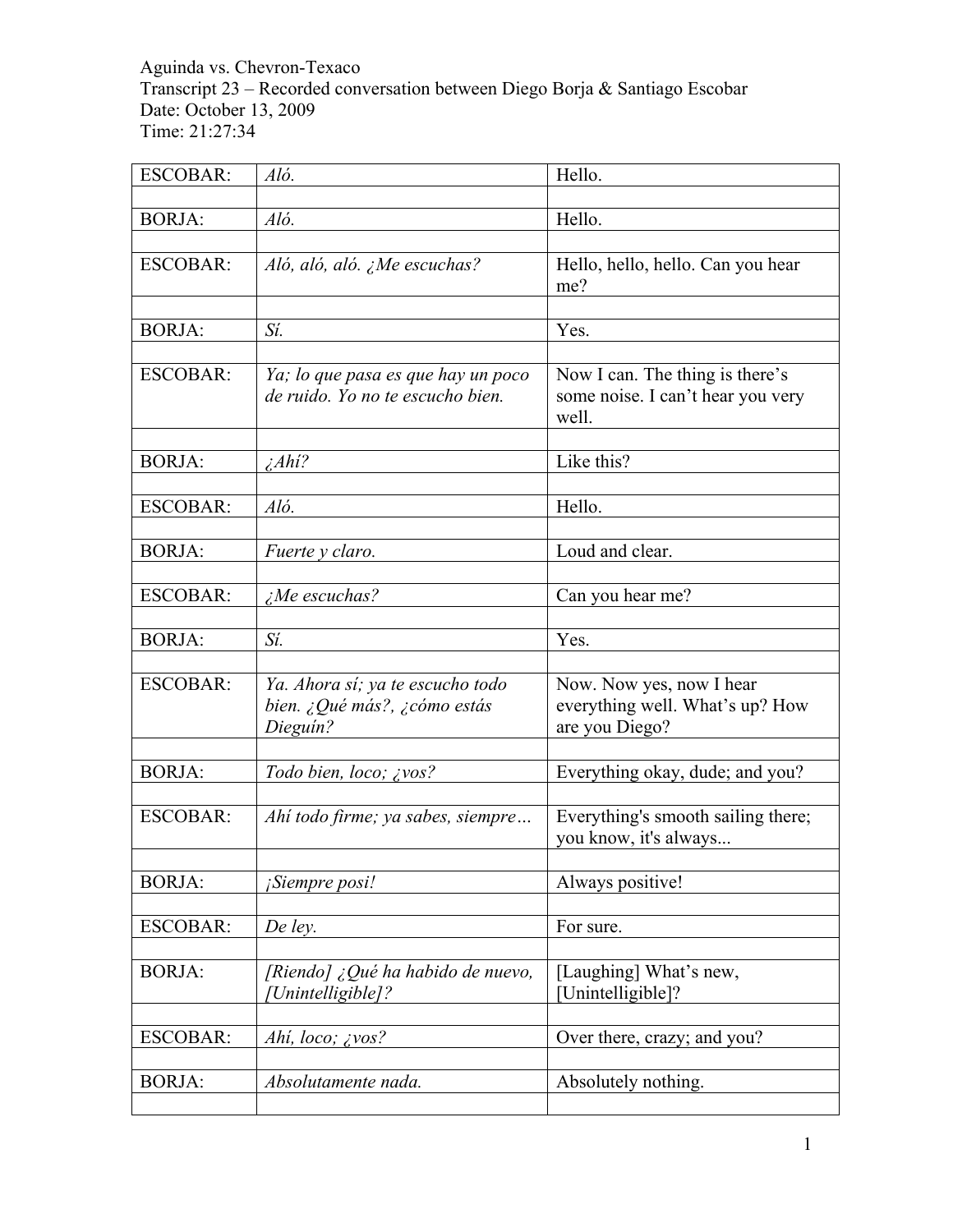Aguinda vs. Chevron-Texaco
Transcript 23 – Recorded conversation between Diego Borja & Santiago Escobar
Date: October 13, 2009
Time: 21:27:34

| | | |
|---|---|---|
| ESCOBAR: | *Aló.* | Hello. |
| | | |
| BORJA: | *Aló.* | Hello. |
| | | |
| ESCOBAR: | *Aló, aló, aló. ¿Me escuchas?* | Hello, hello, hello. Can you hear me? |
| | | |
| BORJA: | *Sí.* | Yes. |
| | | |
| ESCOBAR: | *Ya; lo que pasa es que hay un poco de ruido. Yo no te escucho bien.* | Now I can. The thing is there's some noise. I can't hear you very well. |
| | | |
| BORJA: | *¿Ahí?* | Like this? |
| | | |
| ESCOBAR: | *Aló.* | Hello. |
| | | |
| BORJA: | *Fuerte y claro.* | Loud and clear. |
| | | |
| ESCOBAR: | *¿Me escuchas?* | Can you hear me? |
| | | |
| BORJA: | *Sí.* | Yes. |
| | | |
| ESCOBAR: | *Ya. Ahora sí; ya te escucho todo bien. ¿Qué más?, ¿cómo estás Dieguín?* | Now. Now yes, now I hear everything well. What's up? How are you Diego? |
| | | |
| BORJA: | *Todo bien, loco; ¿vos?* | Everything okay, dude; and you? |
| | | |
| ESCOBAR: | *Ahí todo firme; ya sabes, siempre…* | Everything's smooth sailing there; you know, it's always... |
| | | |
| BORJA: | *¡Siempre posi!* | Always positive! |
| | | |
| ESCOBAR: | *De ley.* | For sure. |
| | | |
| BORJA: | *[Riendo] ¿Qué ha habido de nuevo, [Unintelligible]?* | [Laughing] What's new, [Unintelligible]? |
| | | |
| ESCOBAR: | *Ahí, loco; ¿vos?* | Over there, crazy; and you? |
| | | |
| BORJA: | *Absolutamente nada.* | Absolutely nothing. |
| | | |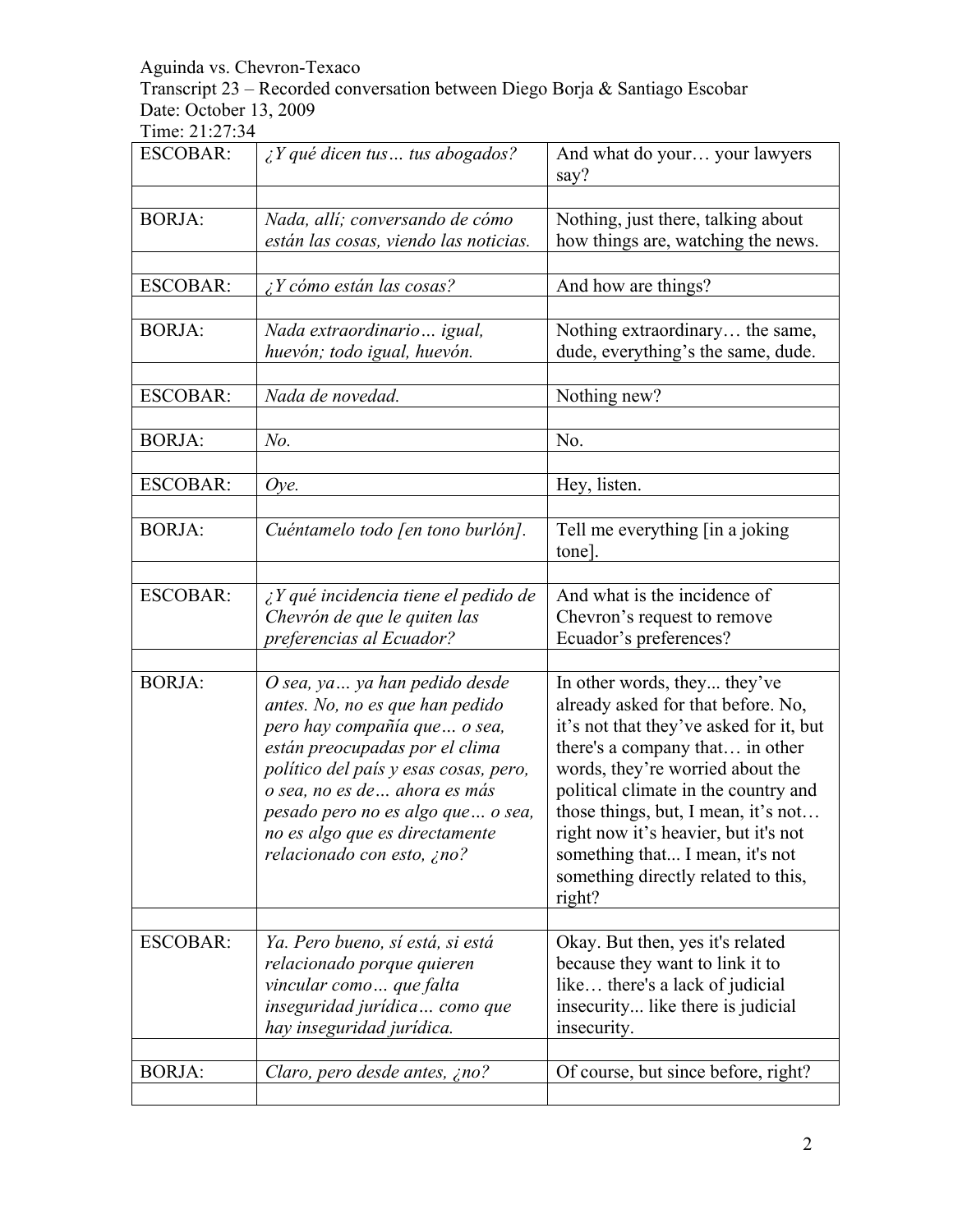| | | |
|---|---|---|
| ESCOBAR: | *¿Y qué dicen tus… tus abogados?* | And what do your… your lawyers say? |
| BORJA: | *Nada, allí; conversando de cómo están las cosas, viendo las noticias.* | Nothing, just there, talking about how things are, watching the news. |
| ESCOBAR: | *¿Y cómo están las cosas?* | And how are things? |
| BORJA: | *Nada extraordinario… igual, huevón; todo igual, huevón.* | Nothing extraordinary… the same, dude, everything's the same, dude. |
| ESCOBAR: | *Nada de novedad.* | Nothing new? |
| BORJA: | *No.* | No. |
| ESCOBAR: | *Oye.* | Hey, listen. |
| BORJA: | *Cuéntamelo todo [en tono burlón].* | Tell me everything [in a joking tone]. |
| ESCOBAR: | *¿Y qué incidencia tiene el pedido de Chevrón de que le quiten las preferencias al Ecuador?* | And what is the incidence of Chevron's request to remove Ecuador's preferences? |
| BORJA: | *O sea, ya… ya han pedido desde antes. No, no es que han pedido pero hay compañía que… o sea, están preocupadas por el clima político del país y esas cosas, pero, o sea, no es de… ahora es más pesado pero no es algo que… o sea, no es algo que es directamente relacionado con esto, ¿no?* | In other words, they... they've already asked for that before. No, it's not that they've asked for it, but there's a company that… in other words, they're worried about the political climate in the country and those things, but, I mean, it's not… right now it's heavier, but it's not something that... I mean, it's not something directly related to this, right? |
| ESCOBAR: | *Ya. Pero bueno, sí está, si está relacionado porque quieren vincular como… que falta inseguridad jurídica… como que hay inseguridad jurídica.* | Okay. But then, yes it's related because they want to link it to like… there's a lack of judicial insecurity... like there is judicial insecurity. |
| BORJA: | *Claro, pero desde antes, ¿no?* | Of course, but since before, right? |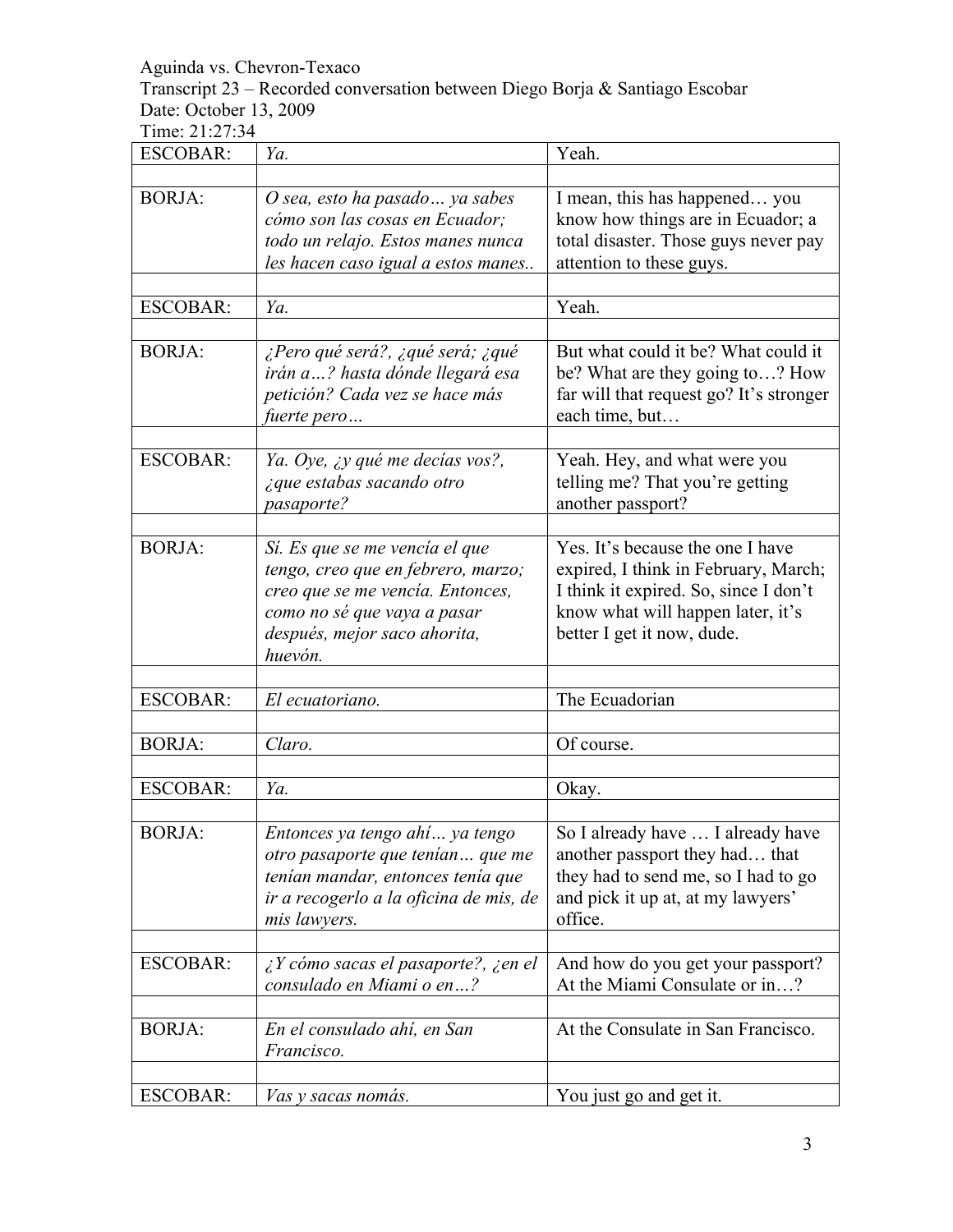Aguinda vs. Chevron-Texaco
Transcript 23 – Recorded conversation between Diego Borja & Santiago Escobar
Date: October 13, 2009
Time: 21:27:34

| | | |
|---|---|---|
| ESCOBAR: | *Ya.* | Yeah. |
| | | |
| BORJA: | *O sea, esto ha pasado… ya sabes cómo son las cosas en Ecuador; todo un relajo. Estos manes nunca les hacen caso igual a estos manes..* | I mean, this has happened… you know how things are in Ecuador; a total disaster. Those guys never pay attention to these guys. |
| | | |
| ESCOBAR: | *Ya.* | Yeah. |
| | | |
| BORJA: | *¿Pero qué será?, ¿qué será; ¿qué irán a…? hasta dónde llegará esa petición? Cada vez se hace más fuerte pero…* | But what could it be? What could it be? What are they going to…? How far will that request go? It's stronger each time, but… |
| | | |
| ESCOBAR: | *Ya. Oye, ¿y qué me decías vos?, ¿que estabas sacando otro pasaporte?* | Yeah. Hey, and what were you telling me? That you're getting another passport? |
| | | |
| BORJA: | *Sí. Es que se me vencía el que tengo, creo que en febrero, marzo; creo que se me vencía. Entonces, como no sé que vaya a pasar después, mejor saco ahorita, huevón.* | Yes. It's because the one I have expired, I think in February, March; I think it expired. So, since I don't know what will happen later, it's better I get it now, dude. |
| | | |
| ESCOBAR: | *El ecuatoriano.* | The Ecuadorian |
| | | |
| BORJA: | *Claro.* | Of course. |
| | | |
| ESCOBAR: | *Ya.* | Okay. |
| | | |
| BORJA: | *Entonces ya tengo ahí… ya tengo otro pasaporte que tenían… que me tenían mandar, entonces tenía que ir a recogerlo a la oficina de mis, de mis lawyers.* | So I already have … I already have another passport they had… that they had to send me, so I had to go and pick it up at, at my lawyers' office. |
| | | |
| ESCOBAR: | *¿Y cómo sacas el pasaporte?, ¿en el consulado en Miami o en…?* | And how do you get your passport? At the Miami Consulate or in…? |
| | | |
| BORJA: | *En el consulado ahí, en San Francisco.* | At the Consulate in San Francisco. |
| | | |
| ESCOBAR: | *Vas y sacas nomás.* | You just go and get it. |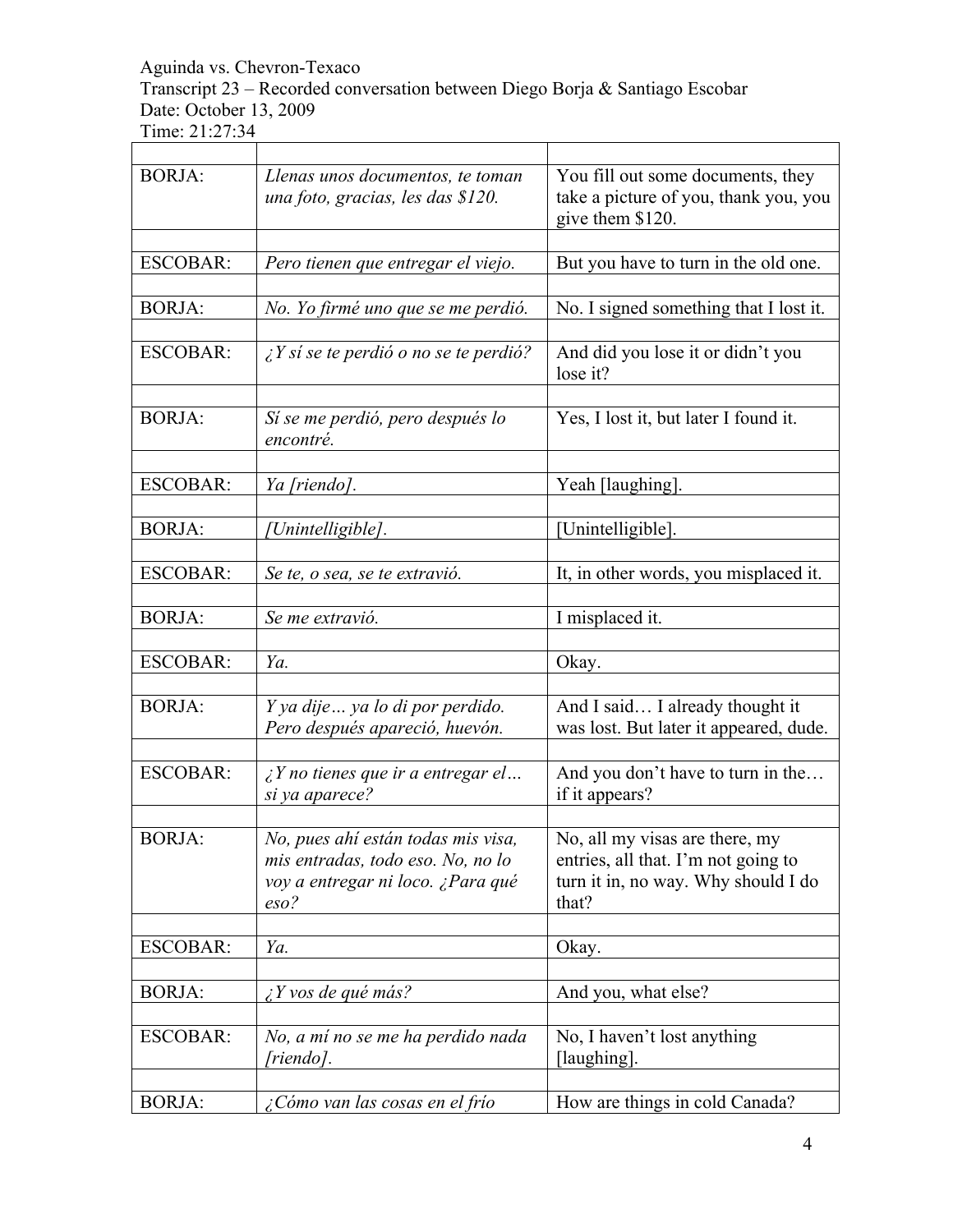Aguinda vs. Chevron-Texaco
Transcript 23 – Recorded conversation between Diego Borja & Santiago Escobar
Date: October 13, 2009
Time: 21:27:34

| | | |
|---|---|---|
| BORJA: | *Llenas unos documentos, te toman una foto, gracias, les das $120.* | You fill out some documents, they take a picture of you, thank you, you give them $120. |
| ESCOBAR: | *Pero tienen que entregar el viejo.* | But you have to turn in the old one. |
| BORJA: | *No. Yo firmé uno que se me perdió.* | No. I signed something that I lost it. |
| ESCOBAR: | *¿Y sí se te perdió o no se te perdió?* | And did you lose it or didn't you lose it? |
| BORJA: | *Sí se me perdió, pero después lo encontré.* | Yes, I lost it, but later I found it. |
| ESCOBAR: | *Ya [riendo].* | Yeah [laughing]. |
| BORJA: | *[Unintelligible].* | [Unintelligible]. |
| ESCOBAR: | *Se te, o sea, se te extravió.* | It, in other words, you misplaced it. |
| BORJA: | *Se me extravió.* | I misplaced it. |
| ESCOBAR: | *Ya.* | Okay. |
| BORJA: | *Y ya dije… ya lo di por perdido. Pero después apareció, huevón.* | And I said… I already thought it was lost. But later it appeared, dude. |
| ESCOBAR: | *¿Y no tienes que ir a entregar el… si ya aparece?* | And you don't have to turn in the… if it appears? |
| BORJA: | *No, pues ahí están todas mis visa, mis entradas, todo eso. No, no lo voy a entregar ni loco. ¿Para qué eso?* | No, all my visas are there, my entries, all that. I'm not going to turn it in, no way. Why should I do that? |
| ESCOBAR: | *Ya.* | Okay. |
| BORJA: | *¿Y vos de qué más?* | And you, what else? |
| ESCOBAR: | *No, a mí no se me ha perdido nada [riendo].* | No, I haven't lost anything [laughing]. |
| BORJA: | *¿Cómo van las cosas en el frío* | How are things in cold Canada? |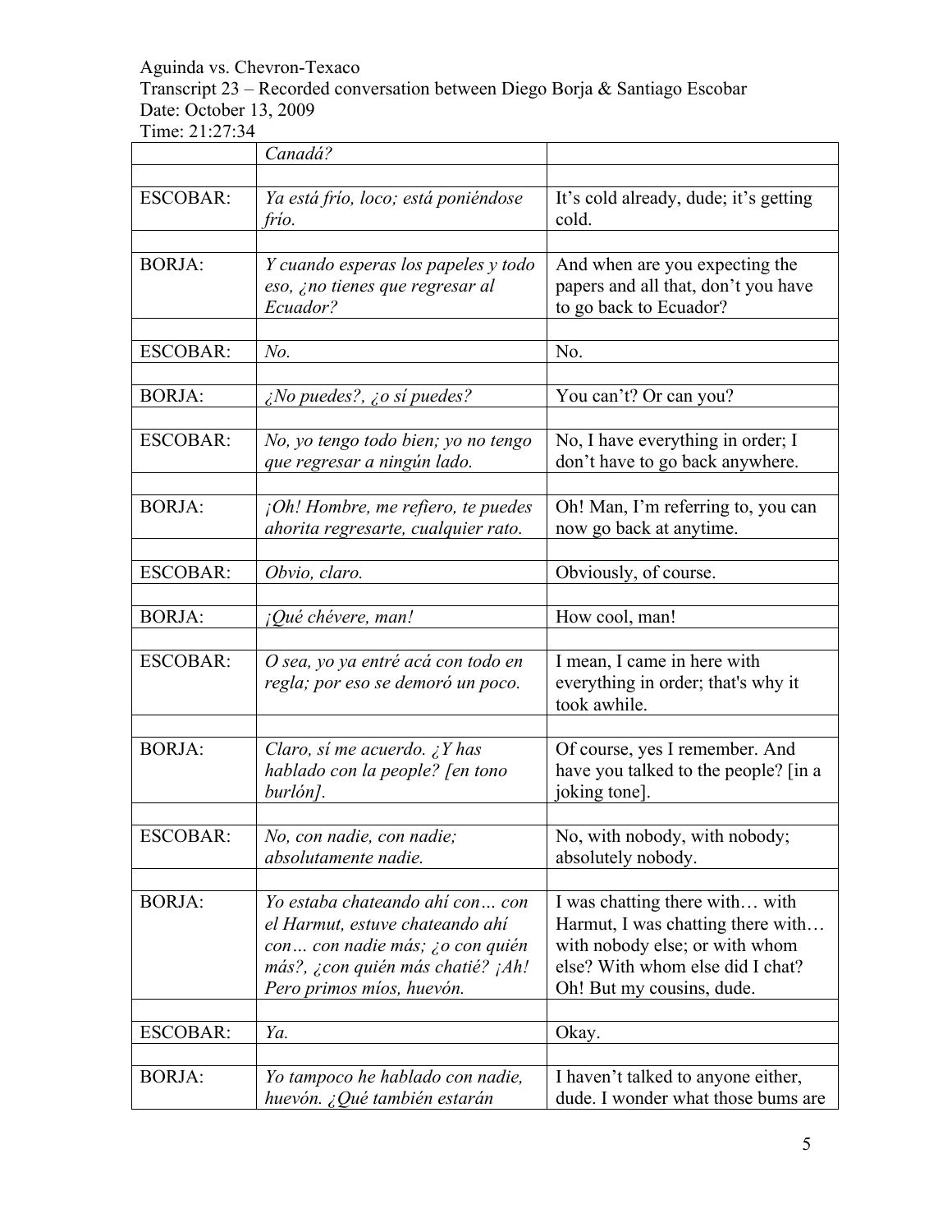| | | |
|---|---|---|
| | *Canadá?* | |
| | | |
| ESCOBAR: | *Ya está frío, loco; está poniéndose frío.* | It's cold already, dude; it's getting cold. |
| | | |
| BORJA: | *Y cuando esperas los papeles y todo eso, ¿no tienes que regresar al Ecuador?* | And when are you expecting the papers and all that, don't you have to go back to Ecuador? |
| | | |
| ESCOBAR: | *No.* | No. |
| | | |
| BORJA: | *¿No puedes?, ¿o sí puedes?* | You can't? Or can you? |
| | | |
| ESCOBAR: | *No, yo tengo todo bien; yo no tengo que regresar a ningún lado.* | No, I have everything in order; I don't have to go back anywhere. |
| | | |
| BORJA: | *¡Oh! Hombre, me refiero, te puedes ahorita regresarte, cualquier rato.* | Oh! Man, I'm referring to, you can now go back at anytime. |
| | | |
| ESCOBAR: | *Obvio, claro.* | Obviously, of course. |
| | | |
| BORJA: | *¡Qué chévere, man!* | How cool, man! |
| | | |
| ESCOBAR: | *O sea, yo ya entré acá con todo en regla; por eso se demoró un poco.* | I mean, I came in here with everything in order; that's why it took awhile. |
| | | |
| BORJA: | *Claro, sí me acuerdo. ¿Y has hablado con la people? [en tono burlón].* | Of course, yes I remember. And have you talked to the people? [in a joking tone]. |
| | | |
| ESCOBAR: | *No, con nadie, con nadie; absolutamente nadie.* | No, with nobody, with nobody; absolutely nobody. |
| | | |
| BORJA: | *Yo estaba chateando ahí con… con el Harmut, estuve chateando ahí con… con nadie más; ¿o con quién más?, ¿con quién más chatié? ¡Ah! Pero primos míos, huevón.* | I was chatting there with… with Harmut, I was chatting there with… with nobody else; or with whom else? With whom else did I chat? Oh! But my cousins, dude. |
| | | |
| ESCOBAR: | *Ya.* | Okay. |
| | | |
| BORJA: | *Yo tampoco he hablado con nadie, huevón. ¿Qué también estarán* | I haven't talked to anyone either, dude. I wonder what those bums are |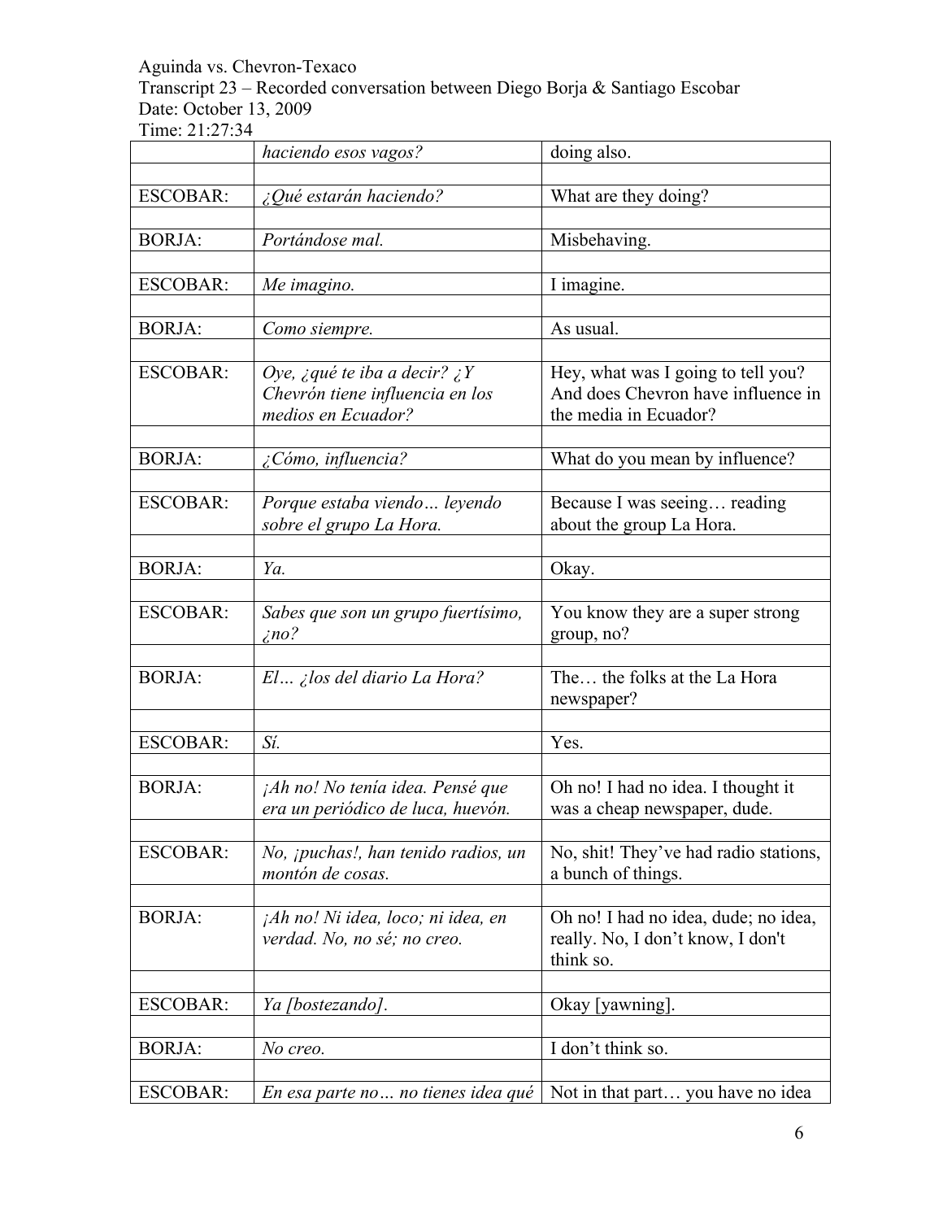Aguinda vs. Chevron-Texaco
Transcript 23 – Recorded conversation between Diego Borja & Santiago Escobar
Date: October 13, 2009
Time: 21:27:34

| | | |
|---|---|---|
| | *haciendo esos vagos?* | doing also. |
| ESCOBAR: | *¿Qué estarán haciendo?* | What are they doing? |
| BORJA: | *Portándose mal.* | Misbehaving. |
| ESCOBAR: | *Me imagino.* | I imagine. |
| BORJA: | *Como siempre.* | As usual. |
| ESCOBAR: | *Oye, ¿qué te iba a decir? ¿Y Chevrón tiene influencia en los medios en Ecuador?* | Hey, what was I going to tell you? And does Chevron have influence in the media in Ecuador? |
| BORJA: | *¿Cómo, influencia?* | What do you mean by influence? |
| ESCOBAR: | *Porque estaba viendo… leyendo sobre el grupo La Hora.* | Because I was seeing… reading about the group La Hora. |
| BORJA: | *Ya.* | Okay. |
| ESCOBAR: | *Sabes que son un grupo fuertísimo, ¿no?* | You know they are a super strong group, no? |
| BORJA: | *El… ¿los del diario La Hora?* | The… the folks at the La Hora newspaper? |
| ESCOBAR: | *Sí.* | Yes. |
| BORJA: | *¡Ah no! No tenía idea. Pensé que era un periódico de luca, huevón.* | Oh no! I had no idea. I thought it was a cheap newspaper, dude. |
| ESCOBAR: | *No, ¡puchas!, han tenido radios, un montón de cosas.* | No, shit! They've had radio stations, a bunch of things. |
| BORJA: | *¡Ah no! Ni idea, loco; ni idea, en verdad. No, no sé; no creo.* | Oh no! I had no idea, dude; no idea, really. No, I don't know, I don't think so. |
| ESCOBAR: | *Ya [bostezando].* | Okay [yawning]. |
| BORJA: | *No creo.* | I don't think so. |
| ESCOBAR: | *En esa parte no… no tienes idea qué* | Not in that part… you have no idea |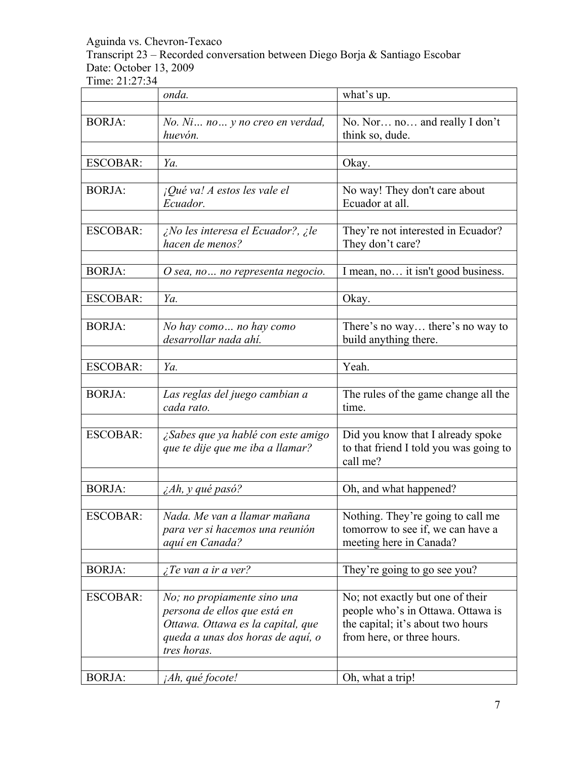Aguinda vs. Chevron-Texaco
Transcript 23 – Recorded conversation between Diego Borja & Santiago Escobar
Date: October 13, 2009
Time: 21:27:34

| | | |
|---|---|---|
| | *onda.* | what's up. |
| | | |
| BORJA: | *No. Ni… no… y no creo en verdad, huevón.* | No. Nor… no… and really I don't think so, dude. |
| | | |
| ESCOBAR: | *Ya.* | Okay. |
| | | |
| BORJA: | *¡Qué va! A estos les vale el Ecuador.* | No way! They don't care about Ecuador at all. |
| | | |
| ESCOBAR: | *¿No les interesa el Ecuador?, ¿le hacen de menos?* | They're not interested in Ecuador? They don't care? |
| | | |
| BORJA: | *O sea, no… no representa negocio.* | I mean, no… it isn't good business. |
| | | |
| ESCOBAR: | *Ya.* | Okay. |
| | | |
| BORJA: | *No hay como… no hay como desarrollar nada ahí.* | There's no way… there's no way to build anything there. |
| | | |
| ESCOBAR: | *Ya.* | Yeah. |
| | | |
| BORJA: | *Las reglas del juego cambian a cada rato.* | The rules of the game change all the time. |
| | | |
| ESCOBAR: | *¿Sabes que ya hablé con este amigo que te dije que me iba a llamar?* | Did you know that I already spoke to that friend I told you was going to call me? |
| | | |
| BORJA: | *¿Ah, y qué pasó?* | Oh, and what happened? |
| | | |
| ESCOBAR: | *Nada. Me van a llamar mañana para ver si hacemos una reunión aquí en Canada?* | Nothing. They're going to call me tomorrow to see if, we can have a meeting here in Canada? |
| | | |
| BORJA: | *¿Te van a ir a ver?* | They're going to go see you? |
| | | |
| ESCOBAR: | *No; no propiamente sino una persona de ellos que está en Ottawa. Ottawa es la capital, que queda a unas dos horas de aquí, o tres horas.* | No; not exactly but one of their people who's in Ottawa. Ottawa is the capital; it's about two hours from here, or three hours. |
| | | |
| BORJA: | *¡Ah, qué focote!* | Oh, what a trip! |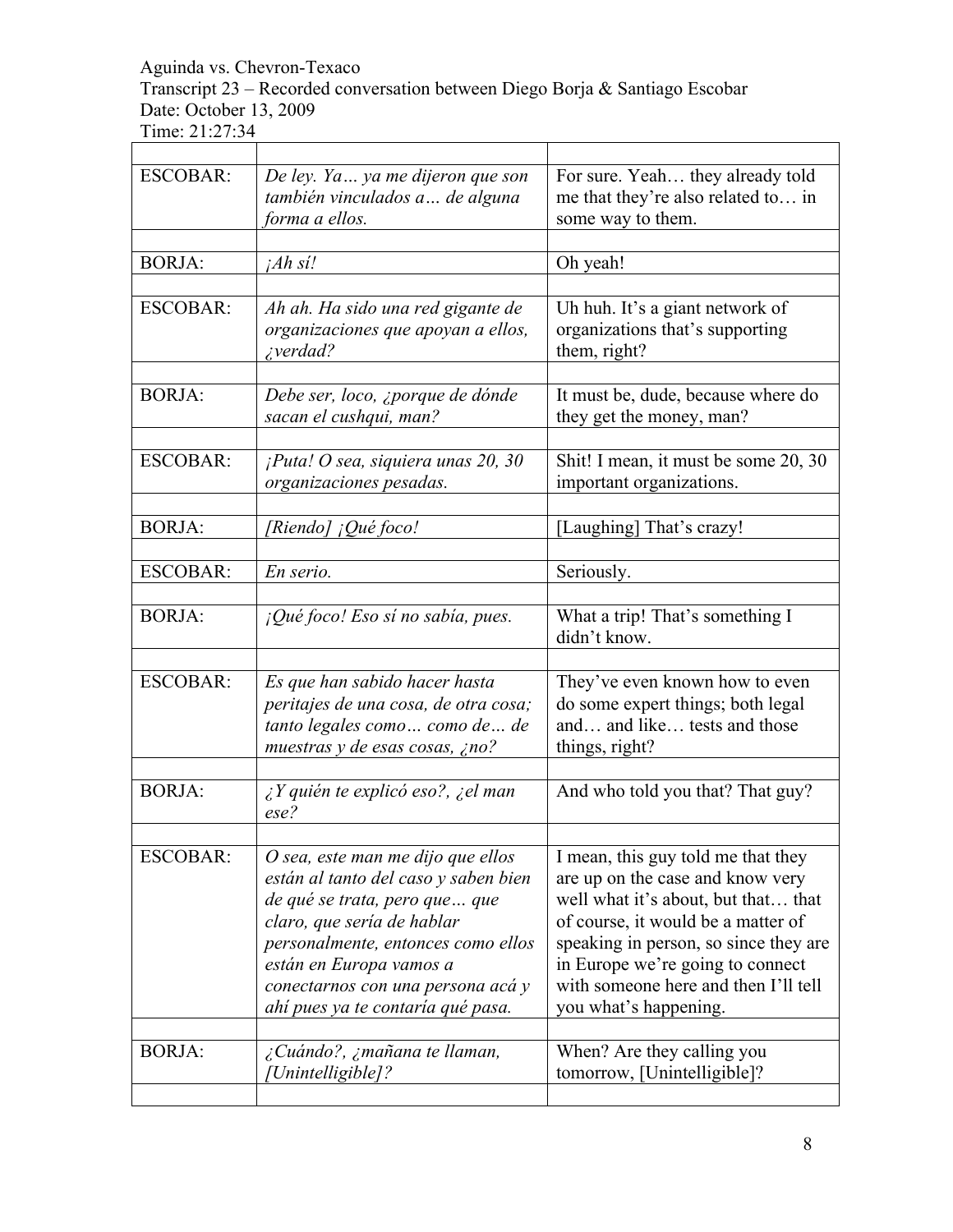Aguinda vs. Chevron-Texaco
Transcript 23 – Recorded conversation between Diego Borja & Santiago Escobar
Date: October 13, 2009
Time: 21:27:34

| | | |
|---|---|---|
| ESCOBAR: | *De ley. Ya… ya me dijeron que son también vinculados a… de alguna forma a ellos.* | For sure. Yeah… they already told me that they're also related to… in some way to them. |
| | | |
| BORJA: | *¡Ah sí!* | Oh yeah! |
| | | |
| ESCOBAR: | *Ah ah. Ha sido una red gigante de organizaciones que apoyan a ellos, ¿verdad?* | Uh huh. It's a giant network of organizations that's supporting them, right? |
| | | |
| BORJA: | *Debe ser, loco, ¿porque de dónde sacan el cushqui, man?* | It must be, dude, because where do they get the money, man? |
| | | |
| ESCOBAR: | *¡Puta! O sea, siquiera unas 20, 30 organizaciones pesadas.* | Shit! I mean, it must be some 20, 30 important organizations. |
| | | |
| BORJA: | *[Riendo] ¡Qué foco!* | [Laughing] That's crazy! |
| | | |
| ESCOBAR: | *En serio.* | Seriously. |
| | | |
| BORJA: | *¡Qué foco! Eso sí no sabía, pues.* | What a trip! That's something I didn't know. |
| | | |
| ESCOBAR: | *Es que han sabido hacer hasta peritajes de una cosa, de otra cosa; tanto legales como… como de… de muestras y de esas cosas, ¿no?* | They've even known how to even do some expert things; both legal and… and like… tests and those things, right? |
| | | |
| BORJA: | *¿Y quién te explicó eso?, ¿el man ese?* | And who told you that? That guy? |
| | | |
| ESCOBAR: | *O sea, este man me dijo que ellos están al tanto del caso y saben bien de qué se trata, pero que… que claro, que sería de hablar personalmente, entonces como ellos están en Europa vamos a conectarnos con una persona acá y ahí pues ya te contaría qué pasa.* | I mean, this guy told me that they are up on the case and know very well what it's about, but that… that of course, it would be a matter of speaking in person, so since they are in Europe we're going to connect with someone here and then I'll tell you what's happening. |
| | | |
| BORJA: | *¿Cuándo?, ¿mañana te llaman, [Unintelligible]?* | When? Are they calling you tomorrow, [Unintelligible]? |
| | | |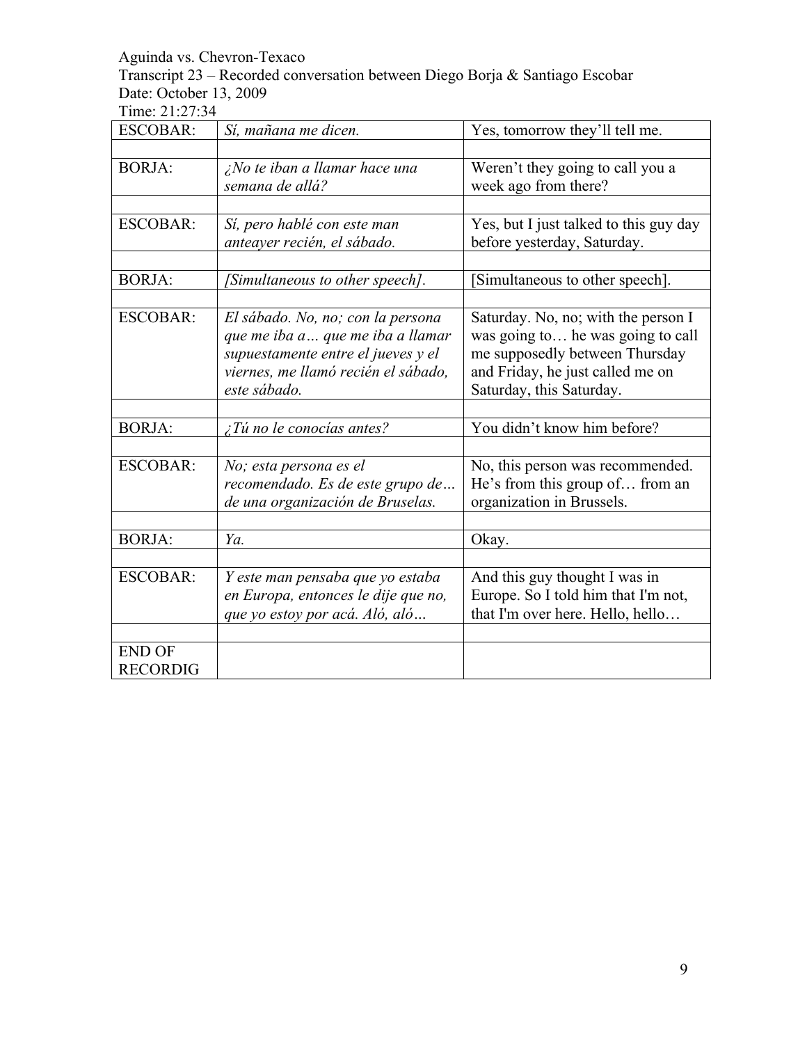Aguinda vs. Chevron-Texaco

Transcript 23 – Recorded conversation between Diego Borja & Santiago Escobar

Date: October 13, 2009

Time: 21:27:34

| | | |
|---|---|---|
| ESCOBAR: | *Sí, mañana me dicen.* | Yes, tomorrow they'll tell me. |
| | | |
| BORJA: | *¿No te iban a llamar hace una semana de allá?* | Weren't they going to call you a week ago from there? |
| | | |
| ESCOBAR: | *Sí, pero hablé con este man anteayer recién, el sábado.* | Yes, but I just talked to this guy day before yesterday, Saturday. |
| | | |
| BORJA: | *[Simultaneous to other speech].* | [Simultaneous to other speech]. |
| | | |
| ESCOBAR: | *El sábado. No, no; con la persona que me iba a… que me iba a llamar supuestamente entre el jueves y el viernes, me llamó recién el sábado, este sábado.* | Saturday. No, no; with the person I was going to… he was going to call me supposedly between Thursday and Friday, he just called me on Saturday, this Saturday. |
| | | |
| BORJA: | *¿Tú no le conocías antes?* | You didn't know him before? |
| | | |
| ESCOBAR: | *No; esta persona es el recomendado. Es de este grupo de… de una organización de Bruselas.* | No, this person was recommended. He's from this group of… from an organization in Brussels. |
| | | |
| BORJA: | *Ya.* | Okay. |
| | | |
| ESCOBAR: | *Y este man pensaba que yo estaba en Europa, entonces le dije que no, que yo estoy por acá. Aló, aló…* | And this guy thought I was in Europe. So I told him that I'm not, that I'm over here. Hello, hello… |
| | | |
| END OF RECORDIG | | |